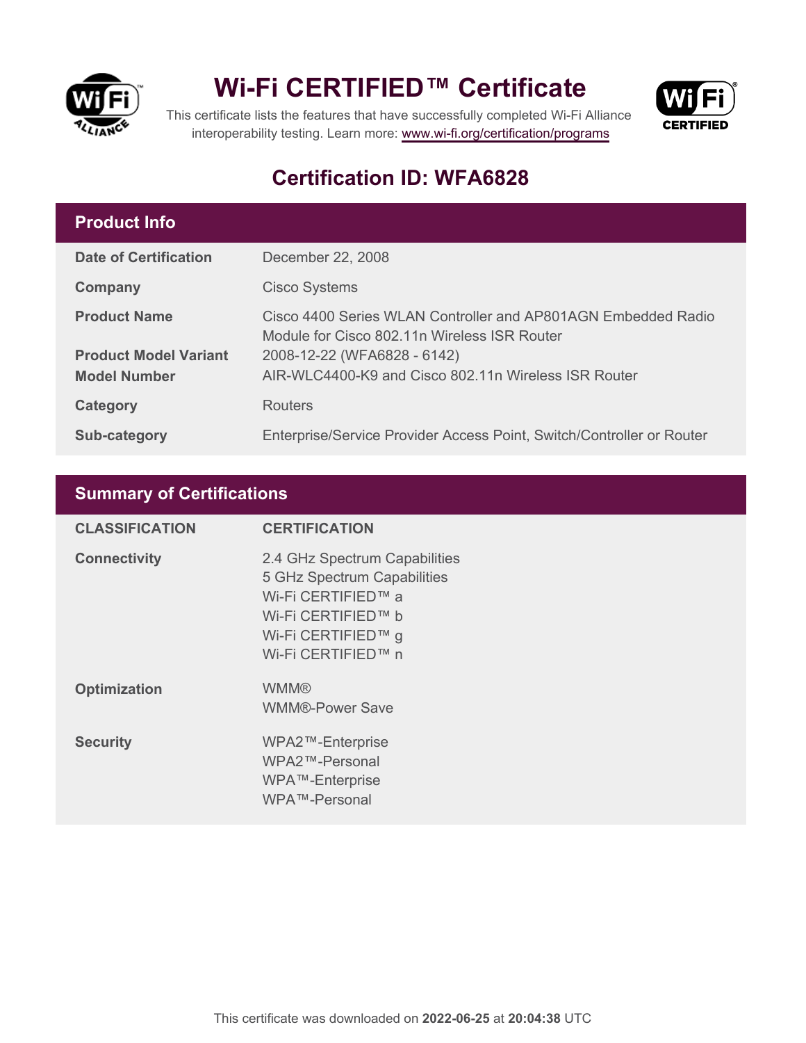# Wi-Fi CERTIFIED™ Certificate

This certificate lists the features that have successfully completed Wi-Fi Alliance interoperability testing. Learn more: www.wi-fi.org/certification/programs

## Certification ID: WFA6828

## Product Info

| | |
|---|---|
| **Date of Certification** | December 22, 2008 |
| **Company** | Cisco Systems |
| **Product Name** | Cisco 4400 Series WLAN Controller and AP801AGN Embedded Radio Module for Cisco 802.11n Wireless ISR Router |
| **Product Model Variant** | 2008-12-22 (WFA6828 - 6142) |
| **Model Number** | AIR-WLC4400-K9 and Cisco 802.11n Wireless ISR Router |
| **Category** | Routers |
| **Sub-category** | Enterprise/Service Provider Access Point, Switch/Controller or Router |

## Summary of Certifications

| CLASSIFICATION | CERTIFICATION |
|---|---|
| **Connectivity** | 2.4 GHz Spectrum Capabilities<br>5 GHz Spectrum Capabilities<br>Wi-Fi CERTIFIED™ a<br>Wi-Fi CERTIFIED™ b<br>Wi-Fi CERTIFIED™ g<br>Wi-Fi CERTIFIED™ n |
| **Optimization** | WMM®<br>WMM®-Power Save |
| **Security** | WPA2™-Enterprise<br>WPA2™-Personal<br>WPA™-Enterprise<br>WPA™-Personal |

This certificate was downloaded on **2022-06-25** at **20:04:38** UTC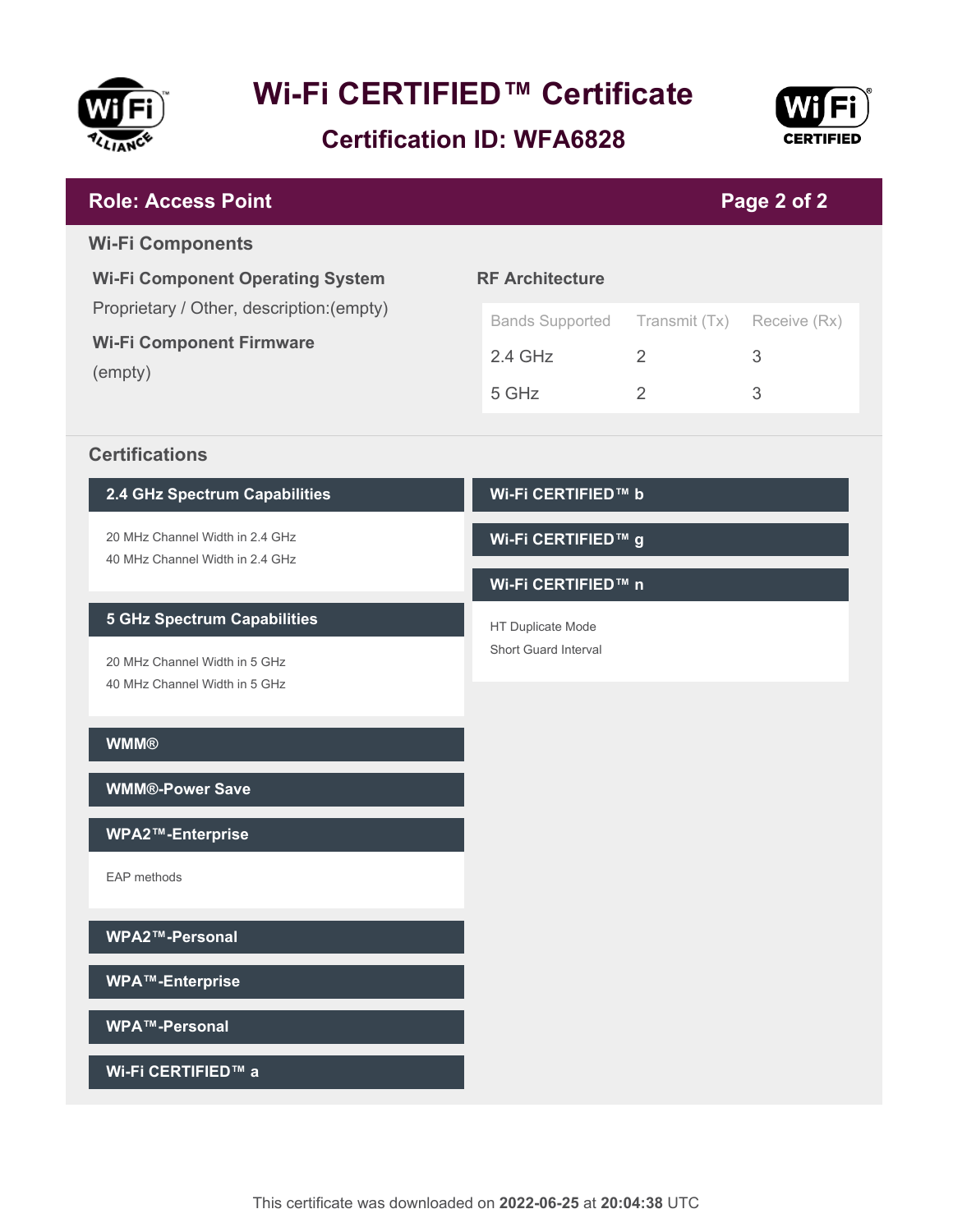# Wi-Fi CERTIFIED™ Certificate

## Certification ID: WFA6828

**Role: Access Point**

### Wi-Fi Components

**Wi-Fi Component Operating System**

Proprietary / Other, description:(empty)

**Wi-Fi Component Firmware**

(empty)

**RF Architecture**

| Bands Supported | Transmit (Tx) | Receive (Rx) |
|---|---|---|
| 2.4 GHz | 2 | 3 |
| 5 GHz | 2 | 3 |

### Certifications

**2.4 GHz Spectrum Capabilities**

- 20 MHz Channel Width in 2.4 GHz
- 40 MHz Channel Width in 2.4 GHz

**5 GHz Spectrum Capabilities**

- 20 MHz Channel Width in 5 GHz
- 40 MHz Channel Width in 5 GHz

**WMM®**

**WMM®-Power Save**

**WPA2™-Enterprise**

- EAP methods

**WPA2™-Personal**

**WPA™-Enterprise**

**WPA™-Personal**

**Wi-Fi CERTIFIED™ a**

**Wi-Fi CERTIFIED™ b**

**Wi-Fi CERTIFIED™ g**

**Wi-Fi CERTIFIED™ n**

- HT Duplicate Mode
- Short Guard Interval

This certificate was downloaded on **2022-06-25** at **20:04:38** UTC